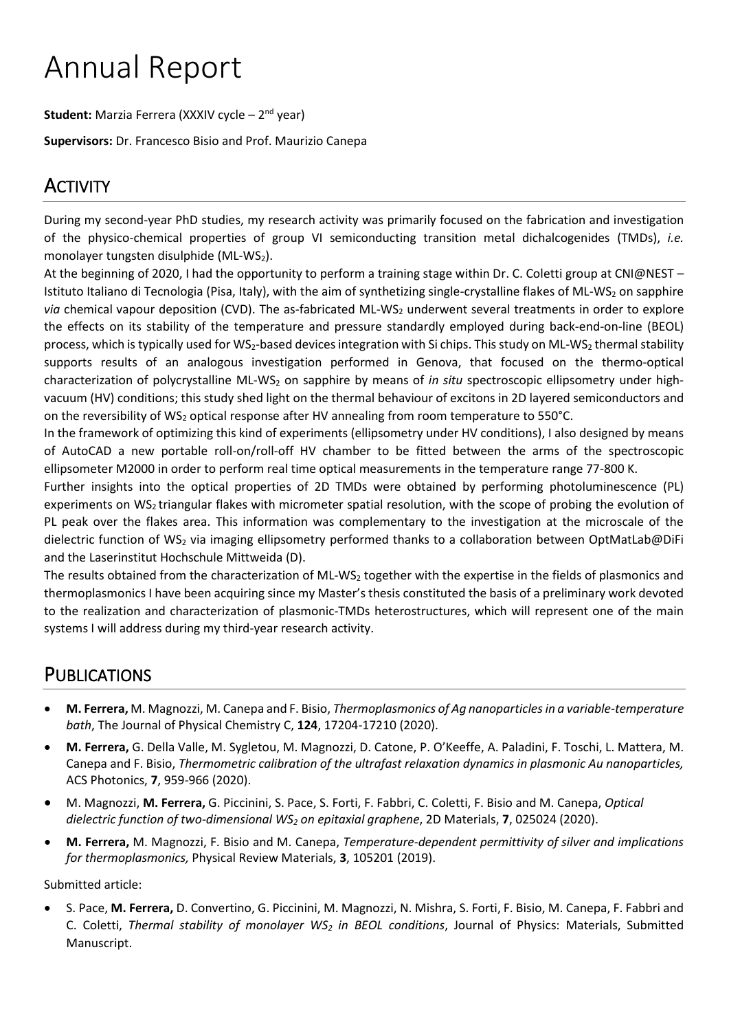# Annual Report

**Student:** Marzia Ferrera (XXXIV cycle – $2^{nd}$ year)

**Supervisors:** Dr. Francesco Bisio and Prof. Maurizio Canepa

## Activity

During my second-year PhD studies, my research activity was primarily focused on the fabrication and investigation of the physico-chemical properties of group VI semiconducting transition metal dichalcogenides (TMDs), *i.e.* monolayer tungsten disulphide (ML-$WS_2$).

At the beginning of 2020, I had the opportunity to perform a training stage within Dr. C. Coletti group at CNI@NEST – Istituto Italiano di Tecnologia (Pisa, Italy), with the aim of synthetizing single-crystalline flakes of ML-$WS_2$ on sapphire *via* chemical vapour deposition (CVD). The as-fabricated ML-$WS_2$ underwent several treatments in order to explore the effects on its stability of the temperature and pressure standardly employed during back-end-on-line (BEOL) process, which is typically used for $WS_2$-based devices integration with Si chips. This study on ML-$WS_2$ thermal stability supports results of an analogous investigation performed in Genova, that focused on the thermo-optical characterization of polycrystalline ML-$WS_2$ on sapphire by means of *in situ* spectroscopic ellipsometry under high-vacuum (HV) conditions; this study shed light on the thermal behaviour of excitons in 2D layered semiconductors and on the reversibility of $WS_2$ optical response after HV annealing from room temperature to 550°C.

In the framework of optimizing this kind of experiments (ellipsometry under HV conditions), I also designed by means of AutoCAD a new portable roll-on/roll-off HV chamber to be fitted between the arms of the spectroscopic ellipsometer M2000 in order to perform real time optical measurements in the temperature range 77-800 K.

Further insights into the optical properties of 2D TMDs were obtained by performing photoluminescence (PL) experiments on $WS_2$ triangular flakes with micrometer spatial resolution, with the scope of probing the evolution of PL peak over the flakes area. This information was complementary to the investigation at the microscale of the dielectric function of $WS_2$ via imaging ellipsometry performed thanks to a collaboration between OptMatLab@DiFi and the Laserinstitut Hochschule Mittweida (D).

The results obtained from the characterization of ML-$WS_2$ together with the expertise in the fields of plasmonics and thermoplasmonics I have been acquiring since my Master's thesis constituted the basis of a preliminary work devoted to the realization and characterization of plasmonic-TMDs heterostructures, which will represent one of the main systems I will address during my third-year research activity.

## Publications

- **M. Ferrera,** M. Magnozzi, M. Canepa and F. Bisio, *Thermoplasmonics of Ag nanoparticles in a variable-temperature bath*, The Journal of Physical Chemistry C, **124**, 17204-17210 (2020).
- **M. Ferrera,** G. Della Valle, M. Sygletou, M. Magnozzi, D. Catone, P. O'Keeffe, A. Paladini, F. Toschi, L. Mattera, M. Canepa and F. Bisio, *Thermometric calibration of the ultrafast relaxation dynamics in plasmonic Au nanoparticles,* ACS Photonics, **7**, 959-966 (2020).
- M. Magnozzi, **M. Ferrera,** G. Piccinini, S. Pace, S. Forti, F. Fabbri, C. Coletti, F. Bisio and M. Canepa, *Optical dielectric function of two-dimensional $WS_2$ on epitaxial graphene*, 2D Materials, **7**, 025024 (2020).
- **M. Ferrera,** M. Magnozzi, F. Bisio and M. Canepa, *Temperature-dependent permittivity of silver and implications for thermoplasmonics,* Physical Review Materials, **3**, 105201 (2019).

Submitted article:

- S. Pace, **M. Ferrera,** D. Convertino, G. Piccinini, M. Magnozzi, N. Mishra, S. Forti, F. Bisio, M. Canepa, F. Fabbri and C. Coletti, *Thermal stability of monolayer $WS_2$ in BEOL conditions*, Journal of Physics: Materials, Submitted Manuscript.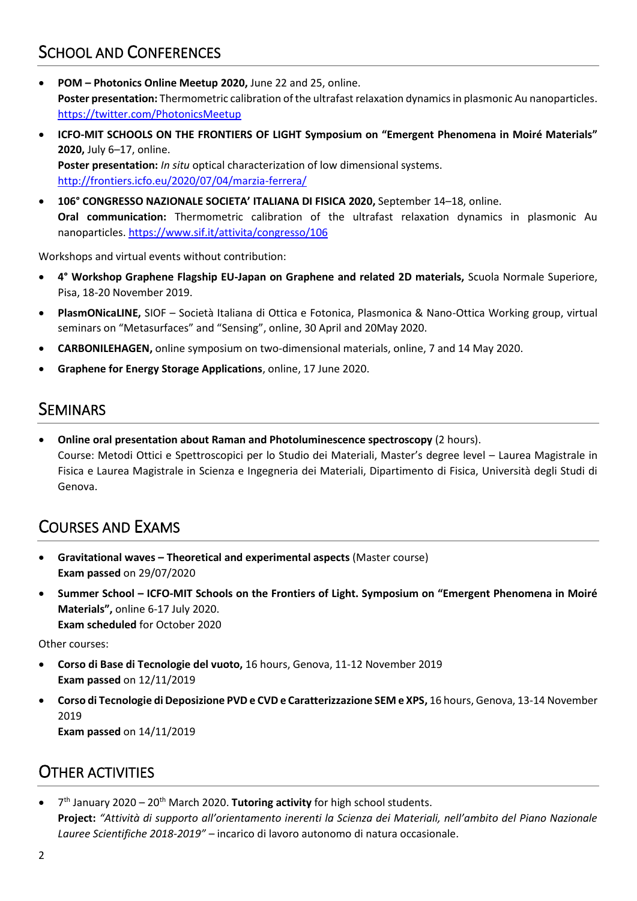## School and Conferences

- **POM – Photonics Online Meetup 2020,** June 22 and 25, online.
  **Poster presentation:** Thermometric calibration of the ultrafast relaxation dynamics in plasmonic Au nanoparticles.
  https://twitter.com/PhotonicsMeetup
- **ICFO-MIT SCHOOLS ON THE FRONTIERS OF LIGHT Symposium on "Emergent Phenomena in Moiré Materials" 2020,** July 6–17, online.
  **Poster presentation:** *In situ* optical characterization of low dimensional systems.
  http://frontiers.icfo.eu/2020/07/04/marzia-ferrera/
- **106° CONGRESSO NAZIONALE SOCIETA' ITALIANA DI FISICA 2020,** September 14–18, online.
  **Oral communication:** Thermometric calibration of the ultrafast relaxation dynamics in plasmonic Au nanoparticles. https://www.sif.it/attivita/congresso/106

Workshops and virtual events without contribution:

- **4° Workshop Graphene Flagship EU-Japan on Graphene and related 2D materials,** Scuola Normale Superiore, Pisa, 18-20 November 2019.
- **PlasmONicaLINE,** SIOF – Società Italiana di Ottica e Fotonica, Plasmonica & Nano-Ottica Working group, virtual seminars on "Metasurfaces" and "Sensing", online, 30 April and 20May 2020.
- **CARBONILEHAGEN,** online symposium on two-dimensional materials, online, 7 and 14 May 2020.
- **Graphene for Energy Storage Applications**, online, 17 June 2020.

## Seminars

- **Online oral presentation about Raman and Photoluminescence spectroscopy** (2 hours).
  Course: Metodi Ottici e Spettroscopici per lo Studio dei Materiali, Master's degree level – Laurea Magistrale in Fisica e Laurea Magistrale in Scienza e Ingegneria dei Materiali, Dipartimento di Fisica, Università degli Studi di Genova.

## Courses and Exams

- **Gravitational waves – Theoretical and experimental aspects** (Master course)
  **Exam passed** on 29/07/2020
- **Summer School – ICFO-MIT Schools on the Frontiers of Light. Symposium on "Emergent Phenomena in Moiré Materials",** online 6-17 July 2020.
  **Exam scheduled** for October 2020

Other courses:

- **Corso di Base di Tecnologie del vuoto,** 16 hours, Genova, 11-12 November 2019
  **Exam passed** on 12/11/2019
- **Corso di Tecnologie di Deposizione PVD e CVD e Caratterizzazione SEM e XPS,** 16 hours, Genova, 13-14 November 2019
  **Exam passed** on 14/11/2019

## Other Activities

- 7th January 2020 – 20th March 2020. **Tutoring activity** for high school students.
  **Project:** *"Attività di supporto all'orientamento inerenti la Scienza dei Materiali, nell'ambito del Piano Nazionale Lauree Scientifiche 2018-2019"* – incarico di lavoro autonomo di natura occasionale.